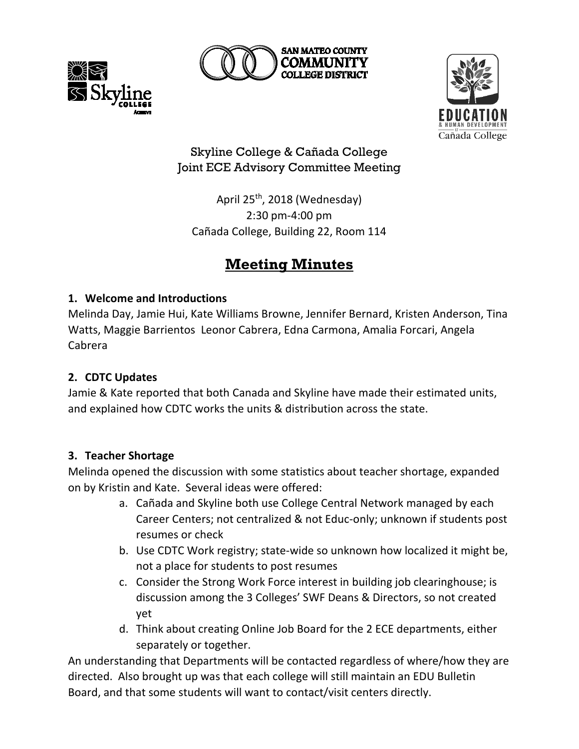Skyline College & Cañada College
Joint ECE Advisory Committee Meeting

April 25th, 2018 (Wednesday)
2:30 pm-4:00 pm
Cañada College, Building 22, Room 114

# Meeting Minutes

**1. Welcome and Introductions**

Melinda Day, Jamie Hui, Kate Williams Browne, Jennifer Bernard, Kristen Anderson, Tina Watts, Maggie Barrientos Leonor Cabrera, Edna Carmona, Amalia Forcari, Angela Cabrera

**2. CDTC Updates**

Jamie & Kate reported that both Canada and Skyline have made their estimated units, and explained how CDTC works the units & distribution across the state.

**3. Teacher Shortage**

Melinda opened the discussion with some statistics about teacher shortage, expanded on by Kristin and Kate. Several ideas were offered:

a. Cañada and Skyline both use College Central Network managed by each Career Centers; not centralized & not Educ-only; unknown if students post resumes or check
b. Use CDTC Work registry; state-wide so unknown how localized it might be, not a place for students to post resumes
c. Consider the Strong Work Force interest in building job clearinghouse; is discussion among the 3 Colleges' SWF Deans & Directors, so not created yet
d. Think about creating Online Job Board for the 2 ECE departments, either separately or together.

An understanding that Departments will be contacted regardless of where/how they are directed. Also brought up was that each college will still maintain an EDU Bulletin Board, and that some students will want to contact/visit centers directly.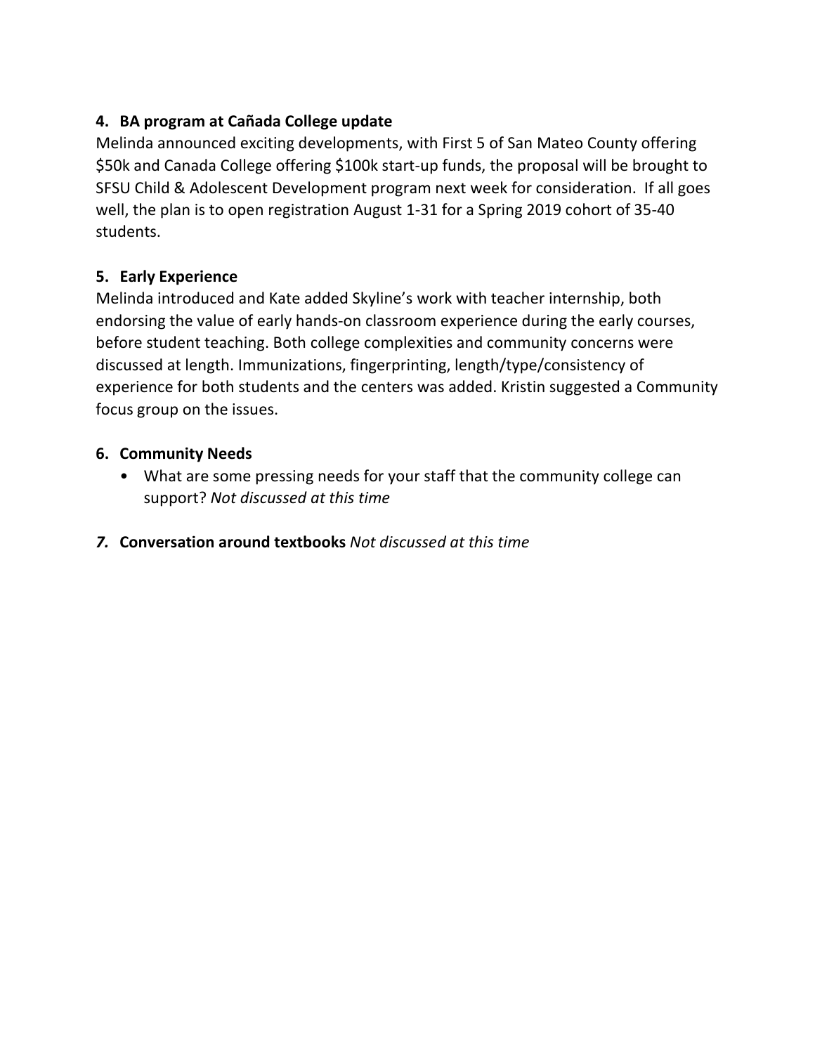**4. BA program at Cañada College update**

Melinda announced exciting developments, with First 5 of San Mateo County offering $50k and Canada College offering $100k start-up funds, the proposal will be brought to SFSU Child & Adolescent Development program next week for consideration. If all goes well, the plan is to open registration August 1-31 for a Spring 2019 cohort of 35-40 students.

**5. Early Experience**

Melinda introduced and Kate added Skyline's work with teacher internship, both endorsing the value of early hands-on classroom experience during the early courses, before student teaching. Both college complexities and community concerns were discussed at length. Immunizations, fingerprinting, length/type/consistency of experience for both students and the centers was added. Kristin suggested a Community focus group on the issues.

**6. Community Needs**

- What are some pressing needs for your staff that the community college can support? *Not discussed at this time*

***7.*** **Conversation around textbooks** *Not discussed at this time*